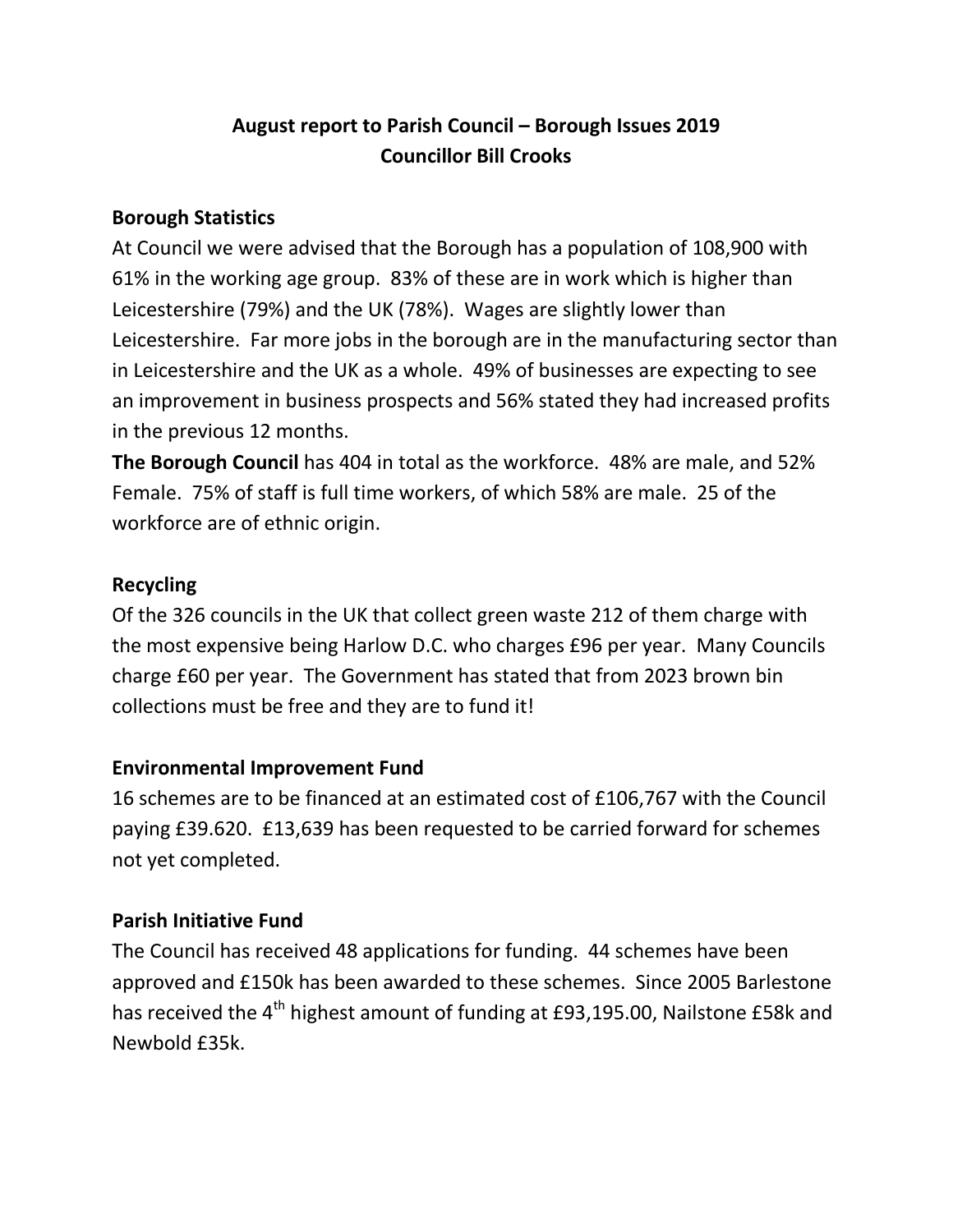# August report to Parish Council – Borough Issues 2019
## Councillor Bill Crooks

### Borough Statistics

At Council we were advised that the Borough has a population of 108,900 with 61% in the working age group. 83% of these are in work which is higher than Leicestershire (79%) and the UK (78%). Wages are slightly lower than Leicestershire. Far more jobs in the borough are in the manufacturing sector than in Leicestershire and the UK as a whole. 49% of businesses are expecting to see an improvement in business prospects and 56% stated they had increased profits in the previous 12 months.

**The Borough Council** has 404 in total as the workforce. 48% are male, and 52% Female. 75% of staff is full time workers, of which 58% are male. 25 of the workforce are of ethnic origin.

### Recycling

Of the 326 councils in the UK that collect green waste 212 of them charge with the most expensive being Harlow D.C. who charges £96 per year. Many Councils charge £60 per year. The Government has stated that from 2023 brown bin collections must be free and they are to fund it!

### Environmental Improvement Fund

16 schemes are to be financed at an estimated cost of £106,767 with the Council paying £39.620. £13,639 has been requested to be carried forward for schemes not yet completed.

### Parish Initiative Fund

The Council has received 48 applications for funding. 44 schemes have been approved and £150k has been awarded to these schemes. Since 2005 Barlestone has received the 4th highest amount of funding at £93,195.00, Nailstone £58k and Newbold £35k.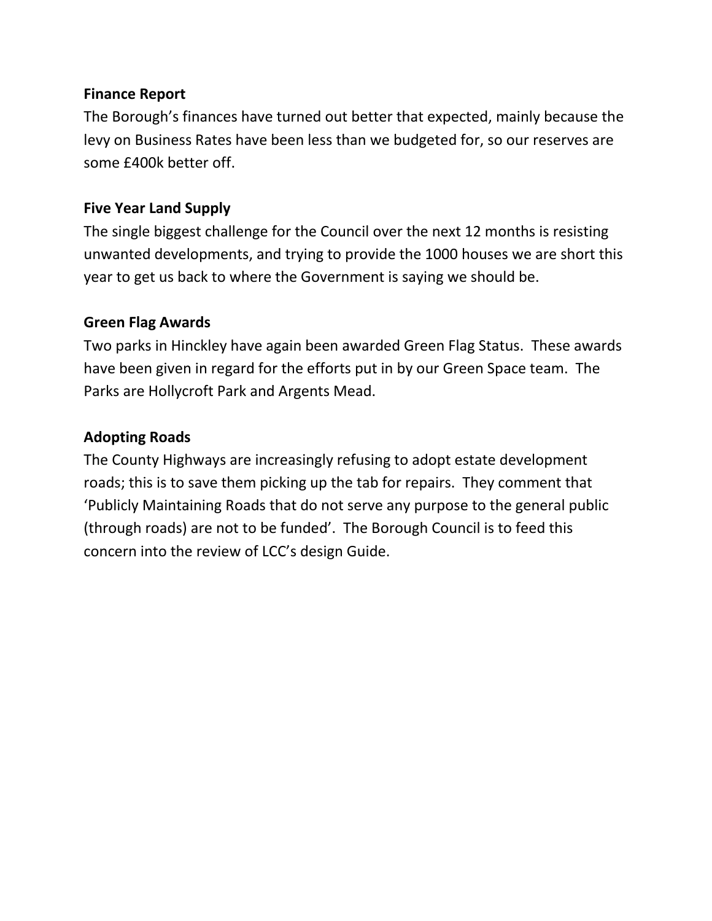**Finance Report**

The Borough's finances have turned out better that expected, mainly because the levy on Business Rates have been less than we budgeted for, so our reserves are some £400k better off.

**Five Year Land Supply**

The single biggest challenge for the Council over the next 12 months is resisting unwanted developments, and trying to provide the 1000 houses we are short this year to get us back to where the Government is saying we should be.

**Green Flag Awards**

Two parks in Hinckley have again been awarded Green Flag Status. These awards have been given in regard for the efforts put in by our Green Space team. The Parks are Hollycroft Park and Argents Mead.

**Adopting Roads**

The County Highways are increasingly refusing to adopt estate development roads; this is to save them picking up the tab for repairs. They comment that 'Publicly Maintaining Roads that do not serve any purpose to the general public (through roads) are not to be funded'. The Borough Council is to feed this concern into the review of LCC's design Guide.